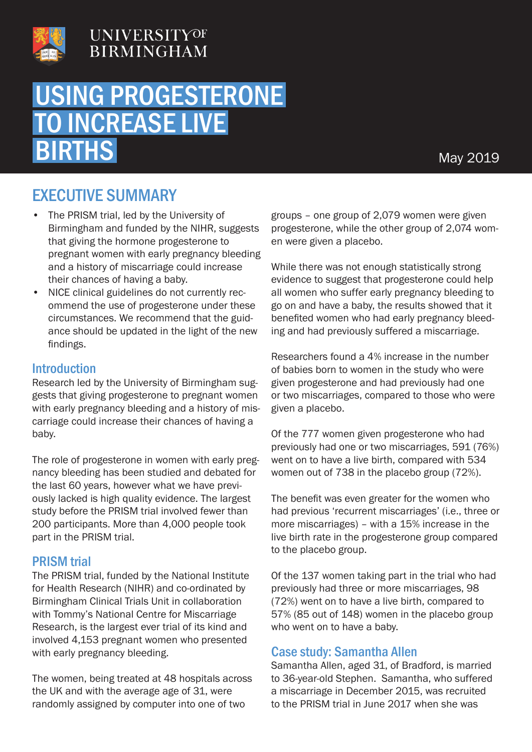UNIVERSITY OF BIRMINGHAM

# USING PROGESTERONE TO INCREASE LIVE BIRTHS

May 2019

## EXECUTIVE SUMMARY

- The PRISM trial, led by the University of Birmingham and funded by the NIHR, suggests that giving the hormone progesterone to pregnant women with early pregnancy bleeding and a history of miscarriage could increase their chances of having a baby.
- NICE clinical guidelines do not currently recommend the use of progesterone under these circumstances. We recommend that the guidance should be updated in the light of the new findings.

### Introduction

Research led by the University of Birmingham suggests that giving progesterone to pregnant women with early pregnancy bleeding and a history of miscarriage could increase their chances of having a baby.

The role of progesterone in women with early pregnancy bleeding has been studied and debated for the last 60 years, however what we have previously lacked is high quality evidence. The largest study before the PRISM trial involved fewer than 200 participants. More than 4,000 people took part in the PRISM trial.

### PRISM trial

The PRISM trial, funded by the National Institute for Health Research (NIHR) and co-ordinated by Birmingham Clinical Trials Unit in collaboration with Tommy's National Centre for Miscarriage Research, is the largest ever trial of its kind and involved 4,153 pregnant women who presented with early pregnancy bleeding.

The women, being treated at 48 hospitals across the UK and with the average age of 31, were randomly assigned by computer into one of two groups – one group of 2,079 women were given progesterone, while the other group of 2,074 women were given a placebo.

While there was not enough statistically strong evidence to suggest that progesterone could help all women who suffer early pregnancy bleeding to go on and have a baby, the results showed that it benefited women who had early pregnancy bleeding and had previously suffered a miscarriage.

Researchers found a 4% increase in the number of babies born to women in the study who were given progesterone and had previously had one or two miscarriages, compared to those who were given a placebo.

Of the 777 women given progesterone who had previously had one or two miscarriages, 591 (76%) went on to have a live birth, compared with 534 women out of 738 in the placebo group (72%).

The benefit was even greater for the women who had previous 'recurrent miscarriages' (i.e., three or more miscarriages) – with a 15% increase in the live birth rate in the progesterone group compared to the placebo group.

Of the 137 women taking part in the trial who had previously had three or more miscarriages, 98 (72%) went on to have a live birth, compared to 57% (85 out of 148) women in the placebo group who went on to have a baby.

### Case study: Samantha Allen

Samantha Allen, aged 31, of Bradford, is married to 36-year-old Stephen. Samantha, who suffered a miscarriage in December 2015, was recruited to the PRISM trial in June 2017 when she was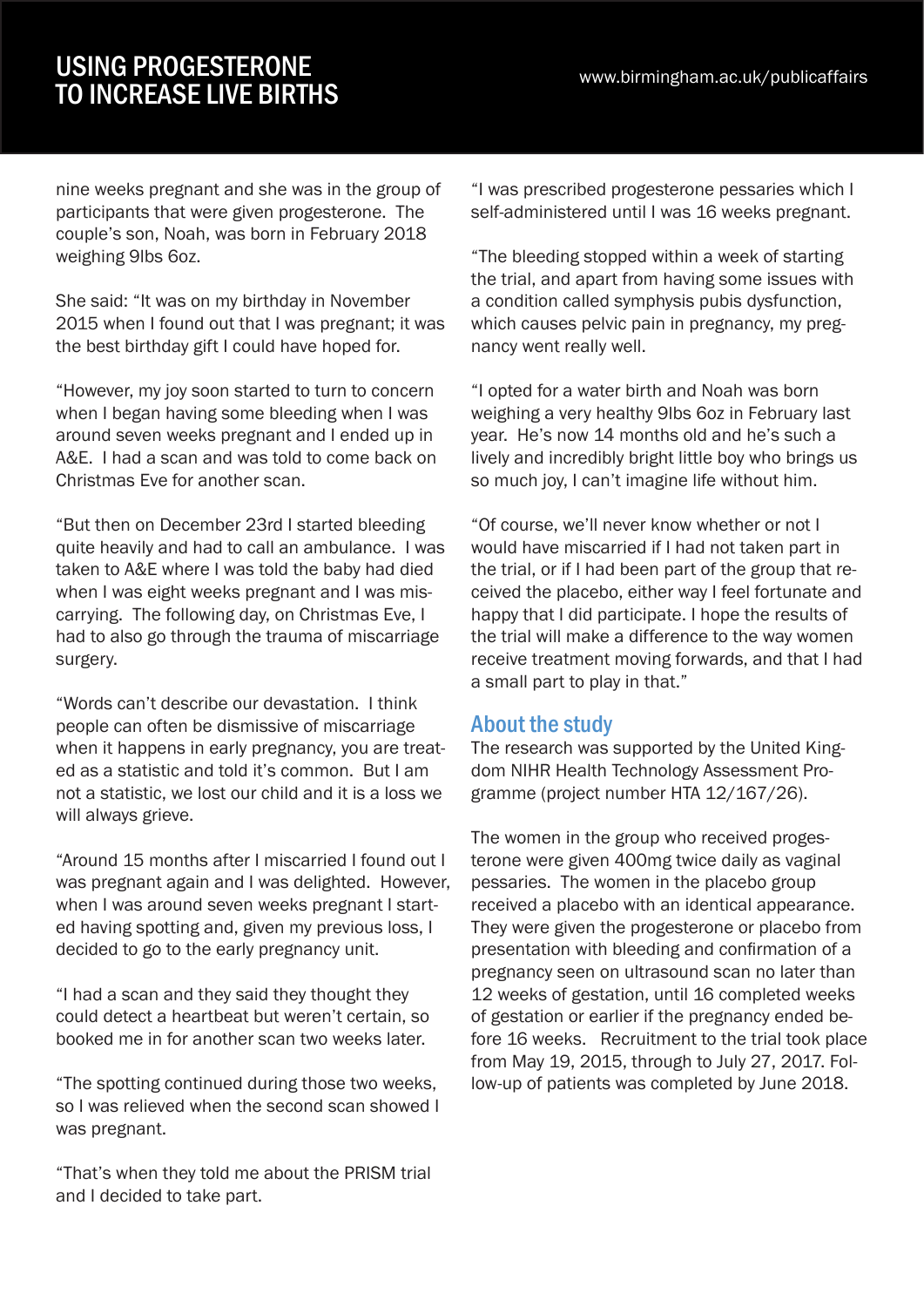nine weeks pregnant and she was in the group of participants that were given progesterone. The couple's son, Noah, was born in February 2018 weighing 9lbs 6oz.

She said: "It was on my birthday in November 2015 when I found out that I was pregnant; it was the best birthday gift I could have hoped for.

"However, my joy soon started to turn to concern when I began having some bleeding when I was around seven weeks pregnant and I ended up in A&E. I had a scan and was told to come back on Christmas Eve for another scan.

"But then on December 23rd I started bleeding quite heavily and had to call an ambulance. I was taken to A&E where I was told the baby had died when I was eight weeks pregnant and I was miscarrying. The following day, on Christmas Eve, I had to also go through the trauma of miscarriage surgery.

"Words can't describe our devastation. I think people can often be dismissive of miscarriage when it happens in early pregnancy, you are treated as a statistic and told it's common. But I am not a statistic, we lost our child and it is a loss we will always grieve.

"Around 15 months after I miscarried I found out I was pregnant again and I was delighted. However, when I was around seven weeks pregnant I started having spotting and, given my previous loss, I decided to go to the early pregnancy unit.

"I had a scan and they said they thought they could detect a heartbeat but weren't certain, so booked me in for another scan two weeks later.

"The spotting continued during those two weeks, so I was relieved when the second scan showed I was pregnant.

"That's when they told me about the PRISM trial and I decided to take part.

"I was prescribed progesterone pessaries which I self-administered until I was 16 weeks pregnant.

"The bleeding stopped within a week of starting the trial, and apart from having some issues with a condition called symphysis pubis dysfunction, which causes pelvic pain in pregnancy, my pregnancy went really well.

"I opted for a water birth and Noah was born weighing a very healthy 9lbs 6oz in February last year. He's now 14 months old and he's such a lively and incredibly bright little boy who brings us so much joy, I can't imagine life without him.

"Of course, we'll never know whether or not I would have miscarried if I had not taken part in the trial, or if I had been part of the group that received the placebo, either way I feel fortunate and happy that I did participate. I hope the results of the trial will make a difference to the way women receive treatment moving forwards, and that I had a small part to play in that."

## About the study

The research was supported by the United Kingdom NIHR Health Technology Assessment Programme (project number HTA 12/167/26).

The women in the group who received progesterone were given 400mg twice daily as vaginal pessaries. The women in the placebo group received a placebo with an identical appearance. They were given the progesterone or placebo from presentation with bleeding and confirmation of a pregnancy seen on ultrasound scan no later than 12 weeks of gestation, until 16 completed weeks of gestation or earlier if the pregnancy ended before 16 weeks. Recruitment to the trial took place from May 19, 2015, through to July 27, 2017. Follow-up of patients was completed by June 2018.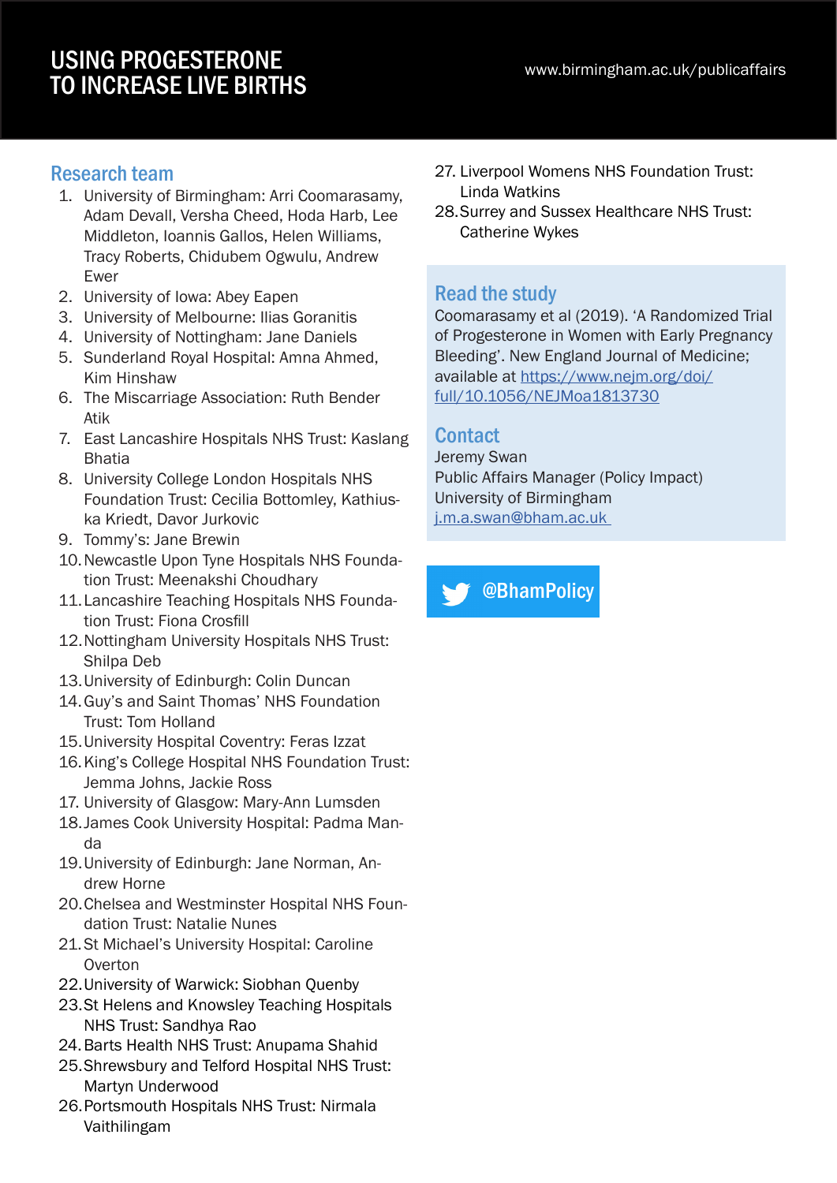## Research team

1. University of Birmingham: Arri Coomarasamy, Adam Devall, Versha Cheed, Hoda Harb, Lee Middleton, Ioannis Gallos, Helen Williams, Tracy Roberts, Chidubem Ogwulu, Andrew Ewer
2. University of Iowa: Abey Eapen
3. University of Melbourne: Ilias Goranitis
4. University of Nottingham: Jane Daniels
5. Sunderland Royal Hospital: Amna Ahmed, Kim Hinshaw
6. The Miscarriage Association: Ruth Bender Atik
7. East Lancashire Hospitals NHS Trust: Kaslang Bhatia
8. University College London Hospitals NHS Foundation Trust: Cecilia Bottomley, Kathiuska Kriedt, Davor Jurkovic
9. Tommy's: Jane Brewin
10. Newcastle Upon Tyne Hospitals NHS Foundation Trust: Meenakshi Choudhary
11. Lancashire Teaching Hospitals NHS Foundation Trust: Fiona Crosfill
12. Nottingham University Hospitals NHS Trust: Shilpa Deb
13. University of Edinburgh: Colin Duncan
14. Guy's and Saint Thomas' NHS Foundation Trust: Tom Holland
15. University Hospital Coventry: Feras Izzat
16. King's College Hospital NHS Foundation Trust: Jemma Johns, Jackie Ross
17. University of Glasgow: Mary-Ann Lumsden
18. James Cook University Hospital: Padma Manda
19. University of Edinburgh: Jane Norman, Andrew Horne
20. Chelsea and Westminster Hospital NHS Foundation Trust: Natalie Nunes
21. St Michael's University Hospital: Caroline Overton
22. University of Warwick: Siobhan Quenby
23. St Helens and Knowsley Teaching Hospitals NHS Trust: Sandhya Rao
24. Barts Health NHS Trust: Anupama Shahid
25. Shrewsbury and Telford Hospital NHS Trust: Martyn Underwood
26. Portsmouth Hospitals NHS Trust: Nirmala Vaithilingam
27. Liverpool Womens NHS Foundation Trust: Linda Watkins
28. Surrey and Sussex Healthcare NHS Trust: Catherine Wykes

## Read the study

Coomarasamy et al (2019). 'A Randomized Trial of Progesterone in Women with Early Pregnancy Bleeding'. New England Journal of Medicine; available at https://www.nejm.org/doi/full/10.1056/NEJMoa1813730

## Contact

Jeremy Swan
Public Affairs Manager (Policy Impact)
University of Birmingham
j.m.a.swan@bham.ac.uk

@BhamPolicy